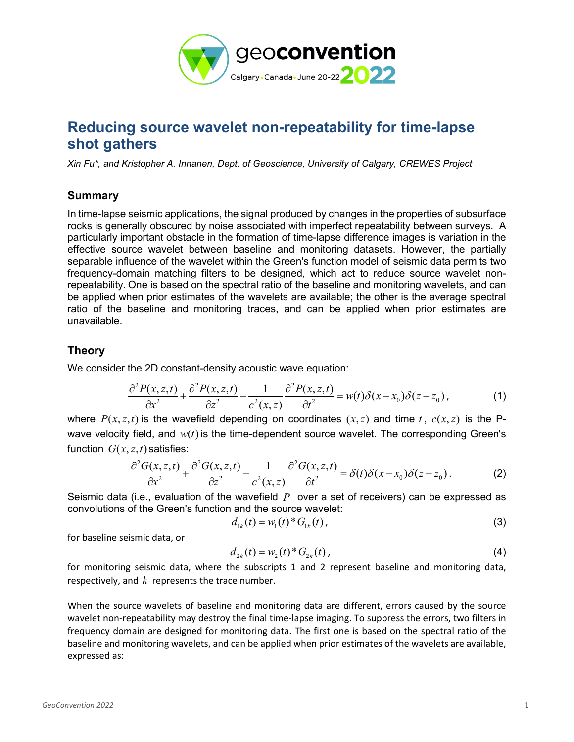# Reducing source wavelet non-repeatability for time-lapse shot gathers

*Xin Fu\*, and Kristopher A. Innanen, Dept. of Geoscience, University of Calgary, CREWES Project*

## Summary

In time-lapse seismic applications, the signal produced by changes in the properties of subsurface rocks is generally obscured by noise associated with imperfect repeatability between surveys. A particularly important obstacle in the formation of time-lapse difference images is variation in the effective source wavelet between baseline and monitoring datasets. However, the partially separable influence of the wavelet within the Green's function model of seismic data permits two frequency-domain matching filters to be designed, which act to reduce source wavelet non-repeatability. One is based on the spectral ratio of the baseline and monitoring wavelets, and can be applied when prior estimates of the wavelets are available; the other is the average spectral ratio of the baseline and monitoring traces, and can be applied when prior estimates are unavailable.

## Theory

We consider the 2D constant-density acoustic wave equation:

$$\frac{\partial^2 P(x,z,t)}{\partial x^2} + \frac{\partial^2 P(x,z,t)}{\partial z^2} - \frac{1}{c^2(x,z)}\frac{\partial^2 P(x,z,t)}{\partial t^2} = w(t)\delta(x-x_0)\delta(z-z_0), \tag{1}$$

where $P(x,z,t)$ is the wavefield depending on coordinates $(x,z)$ and time $t$, $c(x,z)$ is the P-wave velocity field, and $w(t)$ is the time-dependent source wavelet. The corresponding Green's function $G(x,z,t)$ satisfies:

$$\frac{\partial^2 G(x,z,t)}{\partial x^2} + \frac{\partial^2 G(x,z,t)}{\partial z^2} - \frac{1}{c^2(x,z)}\frac{\partial^2 G(x,z,t)}{\partial t^2} = \delta(t)\delta(x-x_0)\delta(z-z_0). \tag{2}$$

Seismic data (i.e., evaluation of the wavefield $P$ over a set of receivers) can be expressed as convolutions of the Green's function and the source wavelet:

$$d_{1k}(t) = w_1(t) * G_{1k}(t), \tag{3}$$

for baseline seismic data, or

$$d_{2k}(t) = w_2(t) * G_{2k}(t), \tag{4}$$

for monitoring seismic data, where the subscripts 1 and 2 represent baseline and monitoring data, respectively, and $k$ represents the trace number.

When the source wavelets of baseline and monitoring data are different, errors caused by the source wavelet non-repeatability may destroy the final time-lapse imaging. To suppress the errors, two filters in frequency domain are designed for monitoring data. The first one is based on the spectral ratio of the baseline and monitoring wavelets, and can be applied when prior estimates of the wavelets are available, expressed as: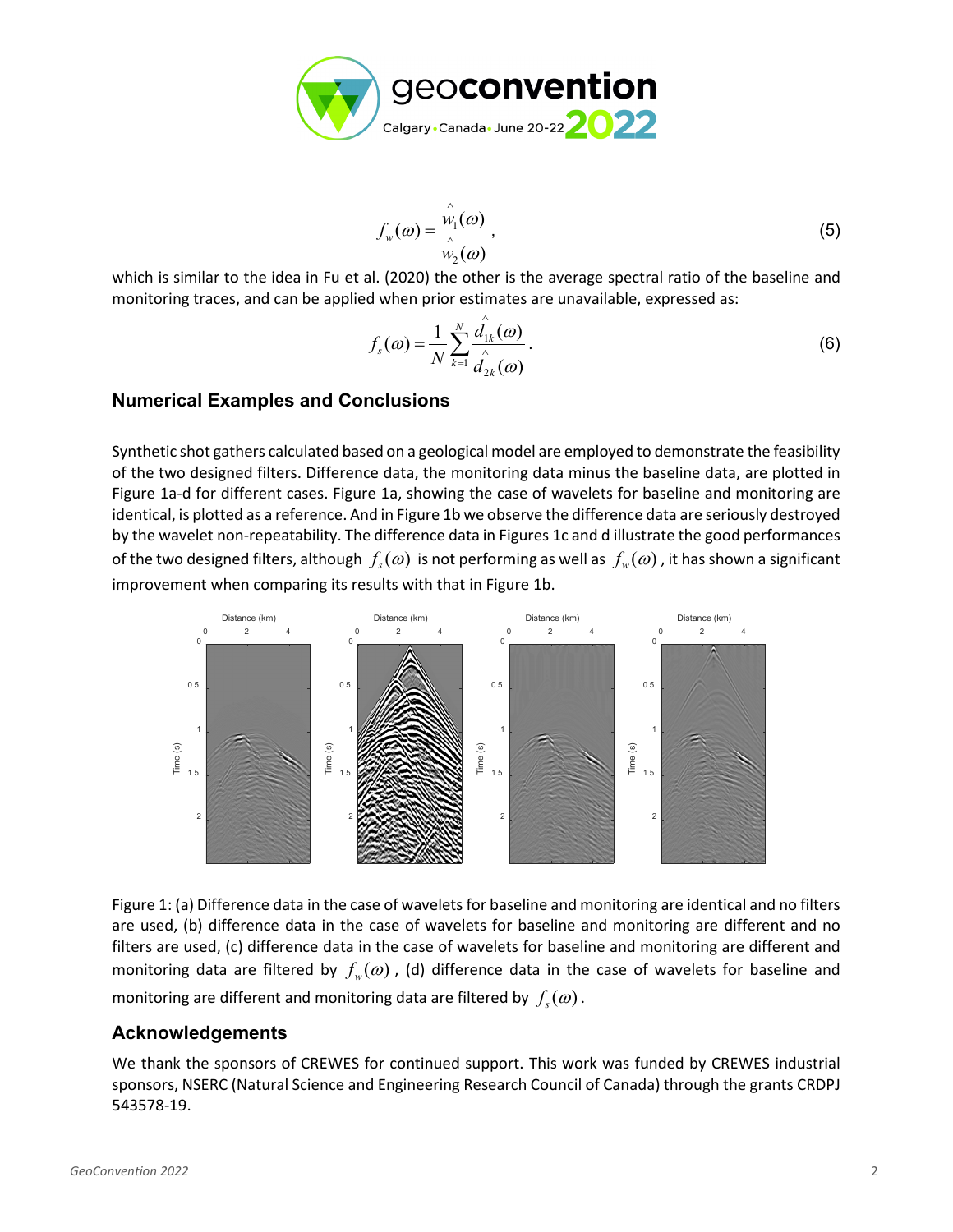$$f_w(\omega) = \frac{\hat{w}_1(\omega)}{\hat{w}_2(\omega)}, \tag{5}$$

which is similar to the idea in Fu et al. (2020) the other is the average spectral ratio of the baseline and monitoring traces, and can be applied when prior estimates are unavailable, expressed as:

$$f_s(\omega) = \frac{1}{N} \sum_{k=1}^{N} \frac{\hat{d}_{1k}(\omega)}{\hat{d}_{2k}(\omega)}. \tag{6}$$

## Numerical Examples and Conclusions

Synthetic shot gathers calculated based on a geological model are employed to demonstrate the feasibility of the two designed filters. Difference data, the monitoring data minus the baseline data, are plotted in Figure 1a-d for different cases. Figure 1a, showing the case of wavelets for baseline and monitoring are identical, is plotted as a reference. And in Figure 1b we observe the difference data are seriously destroyed by the wavelet non-repeatability. The difference data in Figures 1c and d illustrate the good performances of the two designed filters, although $f_s(\omega)$ is not performing as well as $f_w(\omega)$, it has shown a significant improvement when comparing its results with that in Figure 1b.

Figure 1: (a) Difference data in the case of wavelets for baseline and monitoring are identical and no filters are used, (b) difference data in the case of wavelets for baseline and monitoring are different and no filters are used, (c) difference data in the case of wavelets for baseline and monitoring are different and monitoring data are filtered by $f_w(\omega)$, (d) difference data in the case of wavelets for baseline and monitoring are different and monitoring data are filtered by $f_s(\omega)$.

## Acknowledgements

We thank the sponsors of CREWES for continued support. This work was funded by CREWES industrial sponsors, NSERC (Natural Science and Engineering Research Council of Canada) through the grants CRDPJ 543578-19.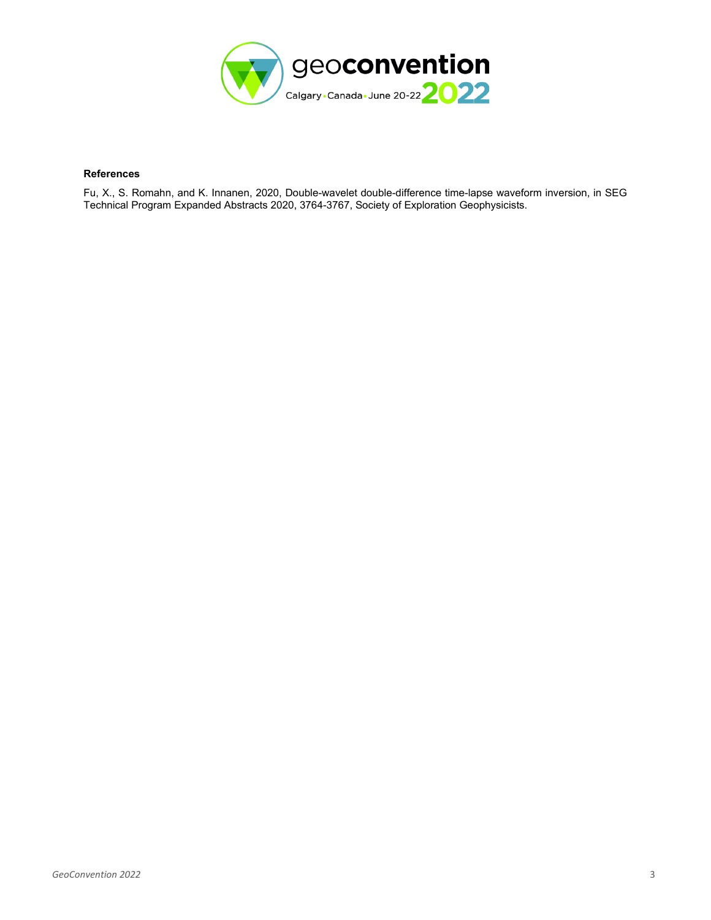**References**

Fu, X., S. Romahn, and K. Innanen, 2020, Double-wavelet double-difference time-lapse waveform inversion, in SEG Technical Program Expanded Abstracts 2020, 3764-3767, Society of Exploration Geophysicists.